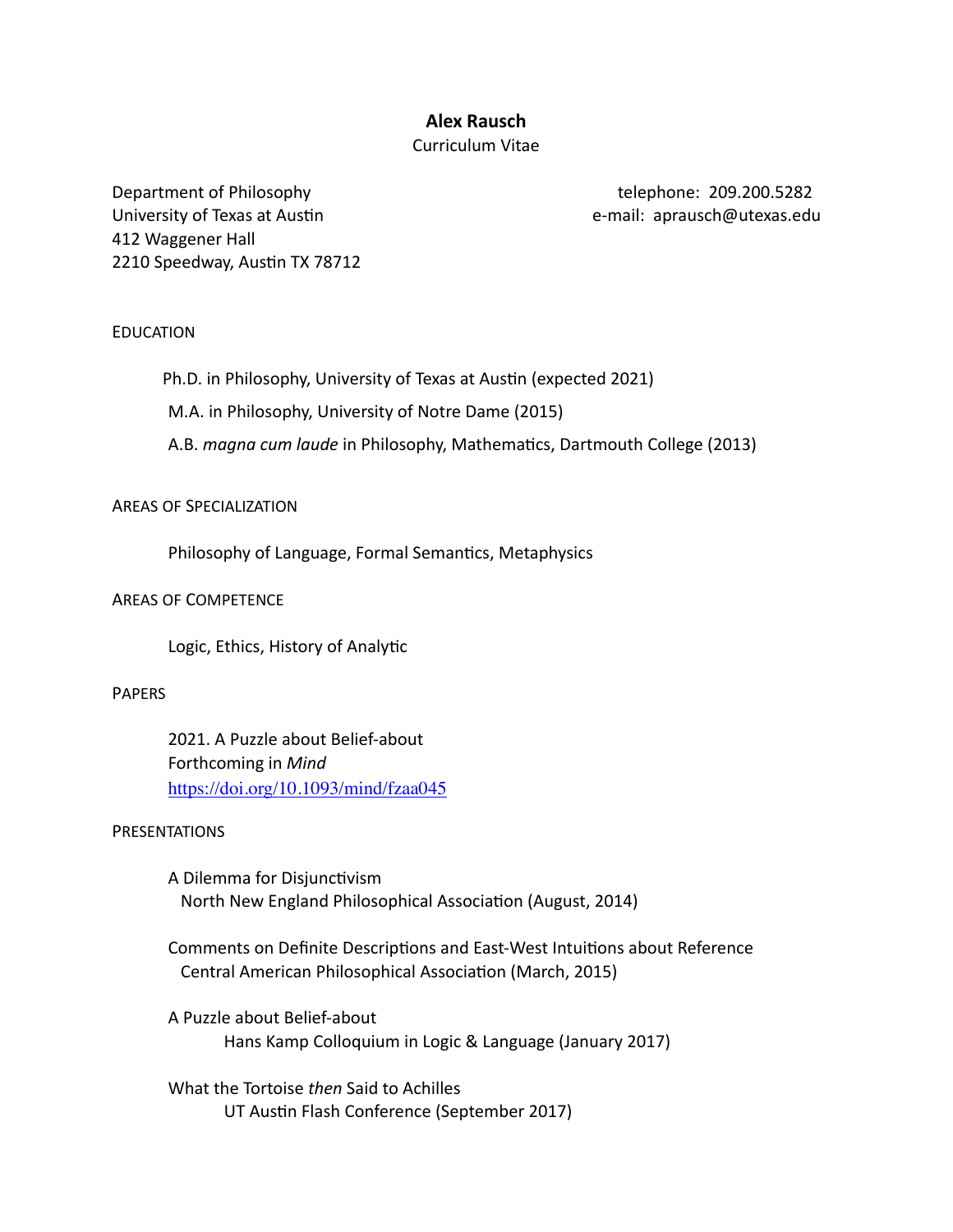# Alex Rausch

Curriculum Vitae

Department of Philosophy
University of Texas at Austin
412 Waggener Hall
2210 Speedway, Austin TX 78712

telephone: 209.200.5282
e-mail: aprausch@utexas.edu

## EDUCATION

Ph.D. in Philosophy, University of Texas at Austin (expected 2021)

M.A. in Philosophy, University of Notre Dame (2015)

A.B. *magna cum laude* in Philosophy, Mathematics, Dartmouth College (2013)

## AREAS OF SPECIALIZATION

Philosophy of Language, Formal Semantics, Metaphysics

## AREAS OF COMPETENCE

Logic, Ethics, History of Analytic

## PAPERS

2021. A Puzzle about Belief-about
Forthcoming in *Mind*
https://doi.org/10.1093/mind/fzaa045

## PRESENTATIONS

A Dilemma for Disjunctivism
North New England Philosophical Association (August, 2014)

Comments on Definite Descriptions and East-West Intuitions about Reference
Central American Philosophical Association (March, 2015)

A Puzzle about Belief-about
Hans Kamp Colloquium in Logic & Language (January 2017)

What the Tortoise *then* Said to Achilles
UT Austin Flash Conference (September 2017)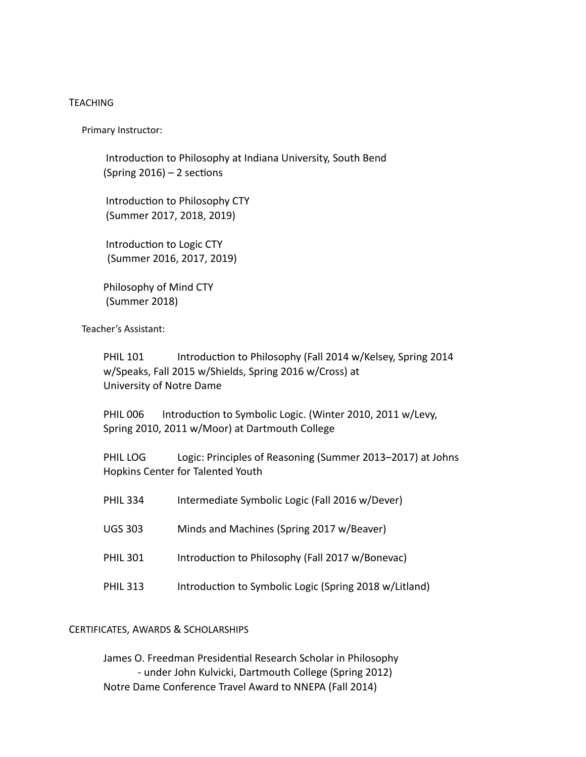## TEACHING

### Primary Instructor:

Introduction to Philosophy at Indiana University, South Bend
(Spring 2016) – 2 sections

Introduction to Philosophy CTY
(Summer 2017, 2018, 2019)

Introduction to Logic CTY
(Summer 2016, 2017, 2019)

Philosophy of Mind CTY
(Summer 2018)

### Teacher's Assistant:

PHIL 101 Introduction to Philosophy (Fall 2014 w/Kelsey, Spring 2014 w/Speaks, Fall 2015 w/Shields, Spring 2016 w/Cross) at University of Notre Dame

PHIL 006 Introduction to Symbolic Logic. (Winter 2010, 2011 w/Levy, Spring 2010, 2011 w/Moor) at Dartmouth College

PHIL LOG Logic: Principles of Reasoning (Summer 2013–2017) at Johns Hopkins Center for Talented Youth

PHIL 334 Intermediate Symbolic Logic (Fall 2016 w/Dever)

UGS 303 Minds and Machines (Spring 2017 w/Beaver)

PHIL 301 Introduction to Philosophy (Fall 2017 w/Bonevac)

PHIL 313 Introduction to Symbolic Logic (Spring 2018 w/Litland)

## CERTIFICATES, AWARDS & SCHOLARSHIPS

James O. Freedman Presidential Research Scholar in Philosophy
- under John Kulvicki, Dartmouth College (Spring 2012)

Notre Dame Conference Travel Award to NNEPA (Fall 2014)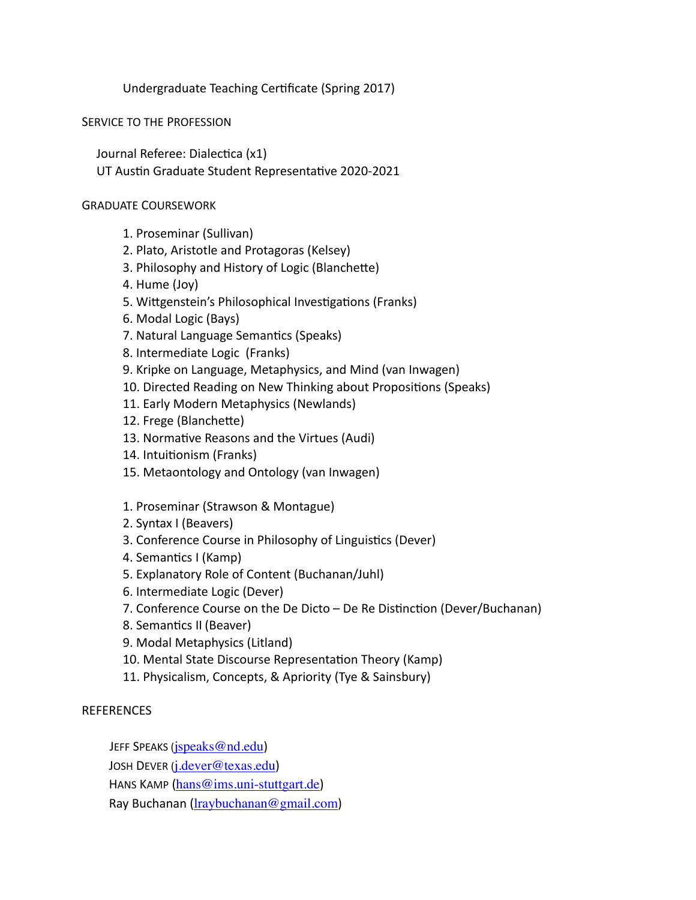Undergraduate Teaching Certificate (Spring 2017)

## SERVICE TO THE PROFESSION

Journal Referee: Dialectica (x1)
UT Austin Graduate Student Representative 2020-2021

## GRADUATE COURSEWORK

1. Proseminar (Sullivan)
2. Plato, Aristotle and Protagoras (Kelsey)
3. Philosophy and History of Logic (Blanchette)
4. Hume (Joy)
5. Wittgenstein's Philosophical Investigations (Franks)
6. Modal Logic (Bays)
7. Natural Language Semantics (Speaks)
8. Intermediate Logic (Franks)
9. Kripke on Language, Metaphysics, and Mind (van Inwagen)
10. Directed Reading on New Thinking about Propositions (Speaks)
11. Early Modern Metaphysics (Newlands)
12. Frege (Blanchette)
13. Normative Reasons and the Virtues (Audi)
14. Intuitionism (Franks)
15. Metaontology and Ontology (van Inwagen)

1. Proseminar (Strawson & Montague)
2. Syntax I (Beavers)
3. Conference Course in Philosophy of Linguistics (Dever)
4. Semantics I (Kamp)
5. Explanatory Role of Content (Buchanan/Juhl)
6. Intermediate Logic (Dever)
7. Conference Course on the De Dicto – De Re Distinction (Dever/Buchanan)
8. Semantics II (Beaver)
9. Modal Metaphysics (Litland)
10. Mental State Discourse Representation Theory (Kamp)
11. Physicalism, Concepts, & Apriority (Tye & Sainsbury)

## REFERENCES

JEFF SPEAKS (jspeaks@nd.edu)
JOSH DEVER (j.dever@texas.edu)
HANS KAMP (hans@ims.uni-stuttgart.de)
Ray Buchanan (lraybuchanan@gmail.com)